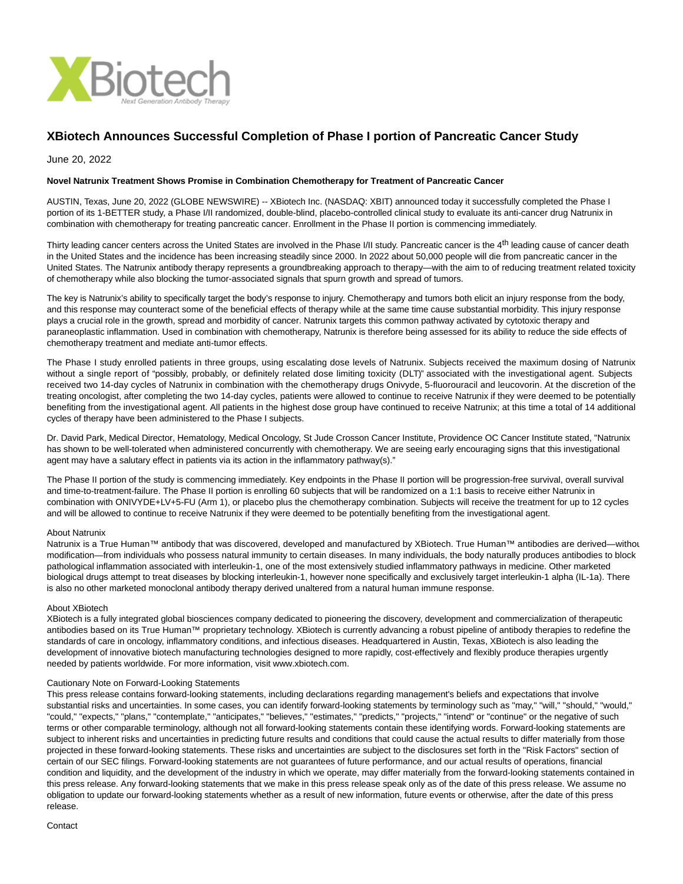# XBiotech Announces Successful Completion of Phase I portion of Pancreatic Cancer Study

June 20, 2022

**Novel Natrunix Treatment Shows Promise in Combination Chemotherapy for Treatment of Pancreatic Cancer**

AUSTIN, Texas, June 20, 2022 (GLOBE NEWSWIRE) -- XBiotech Inc. (NASDAQ: XBIT) announced today it successfully completed the Phase I portion of its 1-BETTER study, a Phase I/II randomized, double-blind, placebo-controlled clinical study to evaluate its anti-cancer drug Natrunix in combination with chemotherapy for treating pancreatic cancer. Enrollment in the Phase II portion is commencing immediately.

Thirty leading cancer centers across the United States are involved in the Phase I/II study. Pancreatic cancer is the 4th leading cause of cancer death in the United States and the incidence has been increasing steadily since 2000. In 2022 about 50,000 people will die from pancreatic cancer in the United States. The Natrunix antibody therapy represents a groundbreaking approach to therapy—with the aim to of reducing treatment related toxicity of chemotherapy while also blocking the tumor-associated signals that spurn growth and spread of tumors.

The key is Natrunix's ability to specifically target the body's response to injury. Chemotherapy and tumors both elicit an injury response from the body, and this response may counteract some of the beneficial effects of therapy while at the same time cause substantial morbidity. This injury response plays a crucial role in the growth, spread and morbidity of cancer. Natrunix targets this common pathway activated by cytotoxic therapy and paraneoplastic inflammation. Used in combination with chemotherapy, Natrunix is therefore being assessed for its ability to reduce the side effects of chemotherapy treatment and mediate anti-tumor effects.

The Phase I study enrolled patients in three groups, using escalating dose levels of Natrunix. Subjects received the maximum dosing of Natrunix without a single report of "possibly, probably, or definitely related dose limiting toxicity (DLT)" associated with the investigational agent. Subjects received two 14-day cycles of Natrunix in combination with the chemotherapy drugs Onivyde, 5-fluorouracil and leucovorin. At the discretion of the treating oncologist, after completing the two 14-day cycles, patients were allowed to continue to receive Natrunix if they were deemed to be potentially benefiting from the investigational agent. All patients in the highest dose group have continued to receive Natrunix; at this time a total of 14 additional cycles of therapy have been administered to the Phase I subjects.

Dr. David Park, Medical Director, Hematology, Medical Oncology, St Jude Crosson Cancer Institute, Providence OC Cancer Institute stated, "Natrunix has shown to be well-tolerated when administered concurrently with chemotherapy. We are seeing early encouraging signs that this investigational agent may have a salutary effect in patients via its action in the inflammatory pathway(s)."

The Phase II portion of the study is commencing immediately. Key endpoints in the Phase II portion will be progression-free survival, overall survival and time-to-treatment-failure. The Phase II portion is enrolling 60 subjects that will be randomized on a 1:1 basis to receive either Natrunix in combination with ONIVYDE+LV+5-FU (Arm 1), or placebo plus the chemotherapy combination. Subjects will receive the treatment for up to 12 cycles and will be allowed to continue to receive Natrunix if they were deemed to be potentially benefiting from the investigational agent.

About Natrunix
Natrunix is a True Human™ antibody that was discovered, developed and manufactured by XBiotech. True Human™ antibodies are derived—without modification—from individuals who possess natural immunity to certain diseases. In many individuals, the body naturally produces antibodies to block pathological inflammation associated with interleukin-1, one of the most extensively studied inflammatory pathways in medicine. Other marketed biological drugs attempt to treat diseases by blocking interleukin-1, however none specifically and exclusively target interleukin-1 alpha (IL-1a). There is also no other marketed monoclonal antibody therapy derived unaltered from a natural human immune response.

About XBiotech
XBiotech is a fully integrated global biosciences company dedicated to pioneering the discovery, development and commercialization of therapeutic antibodies based on its True Human™ proprietary technology. XBiotech is currently advancing a robust pipeline of antibody therapies to redefine the standards of care in oncology, inflammatory conditions, and infectious diseases. Headquartered in Austin, Texas, XBiotech is also leading the development of innovative biotech manufacturing technologies designed to more rapidly, cost-effectively and flexibly produce therapies urgently needed by patients worldwide. For more information, visit www.xbiotech.com.

Cautionary Note on Forward-Looking Statements
This press release contains forward-looking statements, including declarations regarding management's beliefs and expectations that involve substantial risks and uncertainties. In some cases, you can identify forward-looking statements by terminology such as "may," "will," "should," "would," "could," "expects," "plans," "contemplate," "anticipates," "believes," "estimates," "predicts," "projects," "intend" or "continue" or the negative of such terms or other comparable terminology, although not all forward-looking statements contain these identifying words. Forward-looking statements are subject to inherent risks and uncertainties in predicting future results and conditions that could cause the actual results to differ materially from those projected in these forward-looking statements. These risks and uncertainties are subject to the disclosures set forth in the "Risk Factors" section of certain of our SEC filings. Forward-looking statements are not guarantees of future performance, and our actual results of operations, financial condition and liquidity, and the development of the industry in which we operate, may differ materially from the forward-looking statements contained in this press release. Any forward-looking statements that we make in this press release speak only as of the date of this press release. We assume no obligation to update our forward-looking statements whether as a result of new information, future events or otherwise, after the date of this press release.

Contact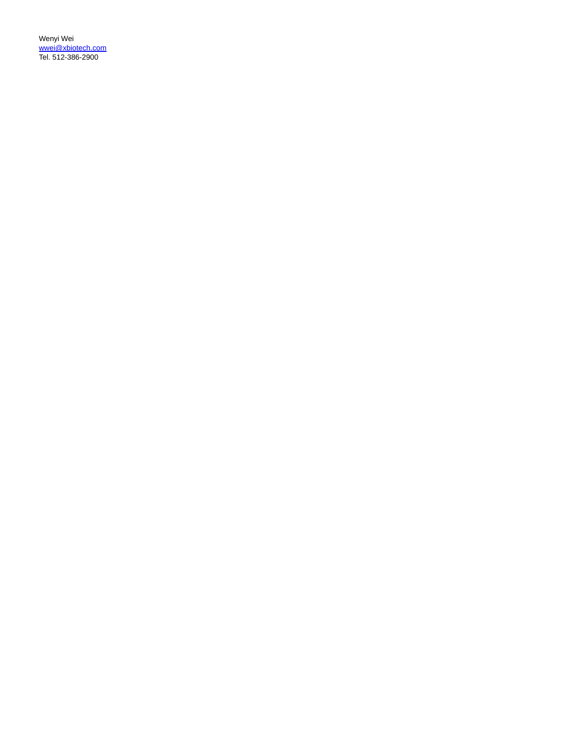Wenyi Wei
[wwei@xbiotech.com](mailto:wwei@xbiotech.com)
Tel. 512-386-2900